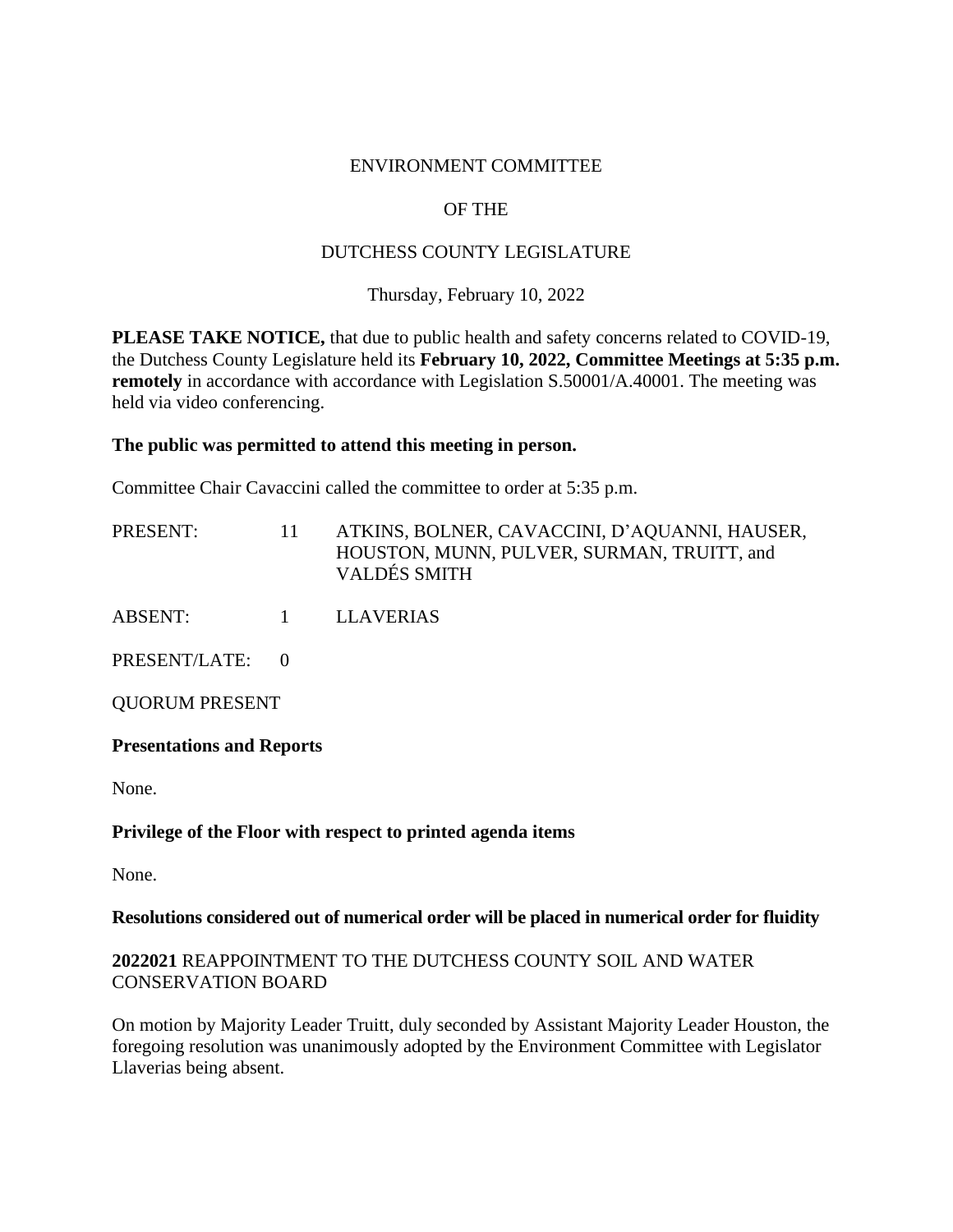ENVIRONMENT COMMITTEE

OF THE

DUTCHESS COUNTY LEGISLATURE

Thursday, February 10, 2022

**PLEASE TAKE NOTICE,** that due to public health and safety concerns related to COVID-19, the Dutchess County Legislature held its **February 10, 2022, Committee Meetings at 5:35 p.m. remotely** in accordance with accordance with Legislation S.50001/A.40001. The meeting was held via video conferencing.

**The public was permitted to attend this meeting in person.**

Committee Chair Cavaccini called the committee to order at 5:35 p.m.

PRESENT: 11 ATKINS, BOLNER, CAVACCINI, D'AQUANNI, HAUSER, HOUSTON, MUNN, PULVER, SURMAN, TRUITT, and VALDÉS SMITH

ABSENT: 1 LLAVERIAS

PRESENT/LATE: 0

QUORUM PRESENT

**Presentations and Reports**

None.

**Privilege of the Floor with respect to printed agenda items**

None.

**Resolutions considered out of numerical order will be placed in numerical order for fluidity**

**2022021** REAPPOINTMENT TO THE DUTCHESS COUNTY SOIL AND WATER CONSERVATION BOARD

On motion by Majority Leader Truitt, duly seconded by Assistant Majority Leader Houston, the foregoing resolution was unanimously adopted by the Environment Committee with Legislator Llaverias being absent.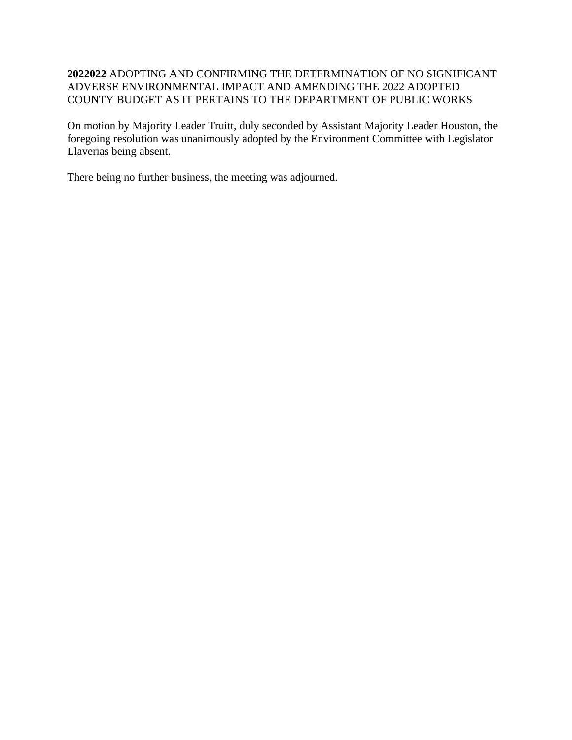**2022022** ADOPTING AND CONFIRMING THE DETERMINATION OF NO SIGNIFICANT ADVERSE ENVIRONMENTAL IMPACT AND AMENDING THE 2022 ADOPTED COUNTY BUDGET AS IT PERTAINS TO THE DEPARTMENT OF PUBLIC WORKS

On motion by Majority Leader Truitt, duly seconded by Assistant Majority Leader Houston, the foregoing resolution was unanimously adopted by the Environment Committee with Legislator Llaverias being absent.

There being no further business, the meeting was adjourned.